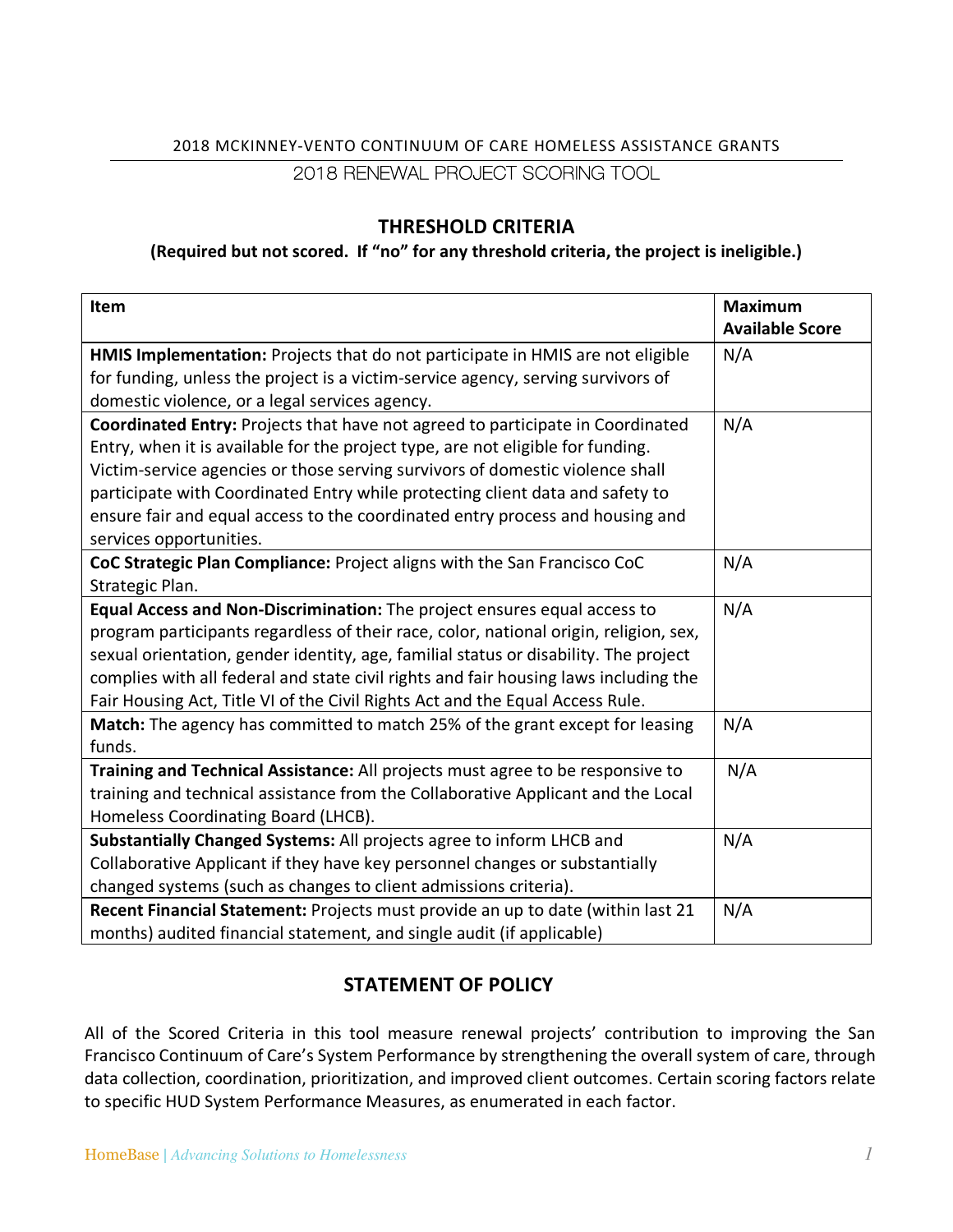2018 MCKINNEY-VENTO CONTINUUM OF CARE HOMELESS ASSISTANCE GRANTS

# 2018 RENEWAL PROJECT SCORING TOOL

## THRESHOLD CRITERIA

**(Required but not scored. If "no" for any threshold criteria, the project is ineligible.)**

| Item | Maximum Available Score |
|---|---|
| **HMIS Implementation:** Projects that do not participate in HMIS are not eligible for funding, unless the project is a victim-service agency, serving survivors of domestic violence, or a legal services agency. | N/A |
| **Coordinated Entry:** Projects that have not agreed to participate in Coordinated Entry, when it is available for the project type, are not eligible for funding. Victim-service agencies or those serving survivors of domestic violence shall participate with Coordinated Entry while protecting client data and safety to ensure fair and equal access to the coordinated entry process and housing and services opportunities. | N/A |
| **CoC Strategic Plan Compliance:** Project aligns with the San Francisco CoC Strategic Plan. | N/A |
| **Equal Access and Non-Discrimination:** The project ensures equal access to program participants regardless of their race, color, national origin, religion, sex, sexual orientation, gender identity, age, familial status or disability. The project complies with all federal and state civil rights and fair housing laws including the Fair Housing Act, Title VI of the Civil Rights Act and the Equal Access Rule. | N/A |
| **Match:** The agency has committed to match 25% of the grant except for leasing funds. | N/A |
| **Training and Technical Assistance:** All projects must agree to be responsive to training and technical assistance from the Collaborative Applicant and the Local Homeless Coordinating Board (LHCB). | N/A |
| **Substantially Changed Systems:** All projects agree to inform LHCB and Collaborative Applicant if they have key personnel changes or substantially changed systems (such as changes to client admissions criteria). | N/A |
| **Recent Financial Statement:** Projects must provide an up to date (within last 21 months) audited financial statement, and single audit (if applicable) | N/A |

## STATEMENT OF POLICY

All of the Scored Criteria in this tool measure renewal projects' contribution to improving the San Francisco Continuum of Care's System Performance by strengthening the overall system of care, through data collection, coordination, prioritization, and improved client outcomes. Certain scoring factors relate to specific HUD System Performance Measures, as enumerated in each factor.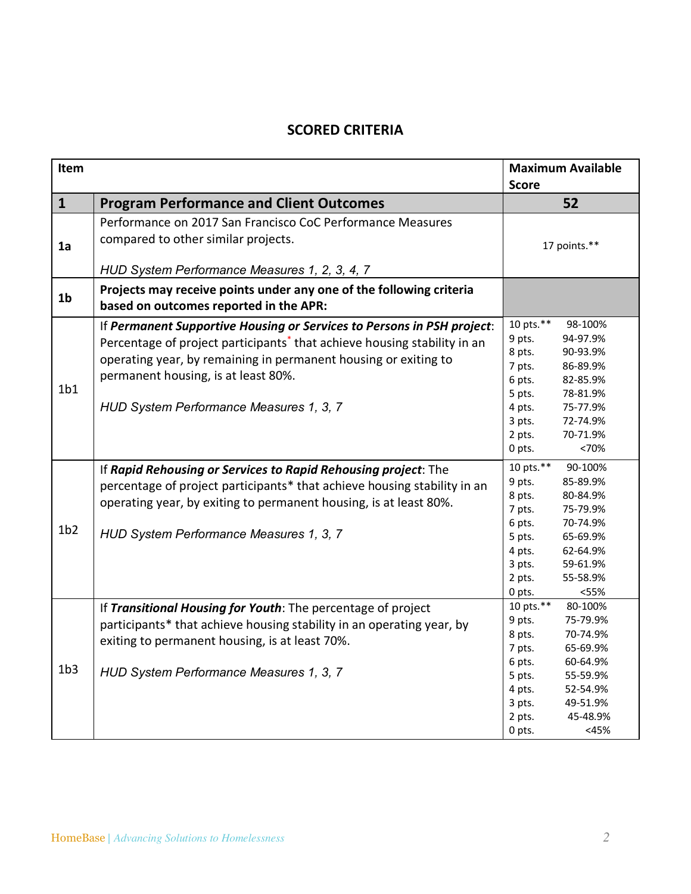## SCORED CRITERIA

| Item | | Maximum Available Score |
|---|---|---|
| **1** | **Program Performance and Client Outcomes** | **52** |
| **1a** | Performance on 2017 San Francisco CoC Performance Measures compared to other similar projects.<br><br>*HUD System Performance Measures 1, 2, 3, 4, 7* | 17 points.** |
| **1b** | **Projects may receive points under any one of the following criteria based on outcomes reported in the APR:** | |
| 1b1 | If ***Permanent Supportive Housing or Services to Persons in PSH project***: Percentage of project participants* that achieve housing stability in an operating year, by remaining in permanent housing or exiting to permanent housing, is at least 80%.<br><br>*HUD System Performance Measures 1, 3, 7* | 10 pts.** 98-100%<br>9 pts. 94-97.9%<br>8 pts. 90-93.9%<br>7 pts. 86-89.9%<br>6 pts. 82-85.9%<br>5 pts. 78-81.9%<br>4 pts. 75-77.9%<br>3 pts. 72-74.9%<br>2 pts. 70-71.9%<br>0 pts. <70% |
| 1b2 | If ***Rapid Rehousing or Services to Rapid Rehousing project***: The percentage of project participants* that achieve housing stability in an operating year, by exiting to permanent housing, is at least 80%.<br><br>*HUD System Performance Measures 1, 3, 7* | 10 pts.** 90-100%<br>9 pts. 85-89.9%<br>8 pts. 80-84.9%<br>7 pts. 75-79.9%<br>6 pts. 70-74.9%<br>5 pts. 65-69.9%<br>4 pts. 62-64.9%<br>3 pts. 59-61.9%<br>2 pts. 55-58.9%<br>0 pts. <55% |
| 1b3 | If ***Transitional Housing for Youth***: The percentage of project participants* that achieve housing stability in an operating year, by exiting to permanent housing, is at least 70%.<br><br>*HUD System Performance Measures 1, 3, 7* | 10 pts.** 80-100%<br>9 pts. 75-79.9%<br>8 pts. 70-74.9%<br>7 pts. 65-69.9%<br>6 pts. 60-64.9%<br>5 pts. 55-59.9%<br>4 pts. 52-54.9%<br>3 pts. 49-51.9%<br>2 pts. 45-48.9%<br>0 pts. <45% |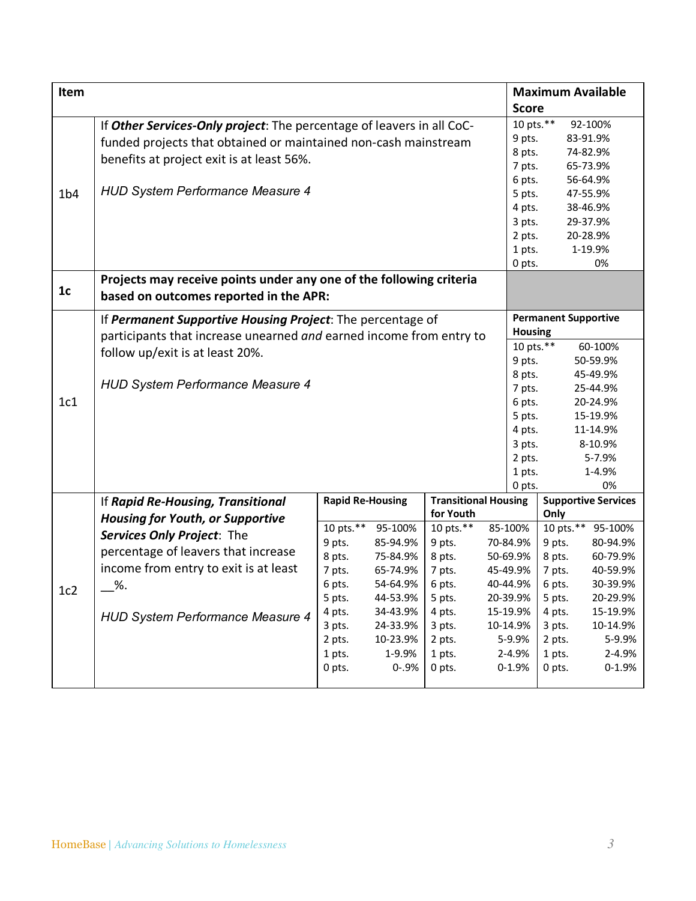| Item | | Maximum Available Score |
|---|---|---|
| 1b4 | If ***Other Services-Only project***: The percentage of leavers in all CoC-funded projects that obtained or maintained non-cash mainstream benefits at project exit is at least 56%.<br><br>*HUD System Performance Measure 4* | 10 pts.** 92-100%<br>9 pts. 83-91.9%<br>8 pts. 74-82.9%<br>7 pts. 65-73.9%<br>6 pts. 56-64.9%<br>5 pts. 47-55.9%<br>4 pts. 38-46.9%<br>3 pts. 29-37.9%<br>2 pts. 20-28.9%<br>1 pts. 1-19.9%<br>0 pts. 0% |
| **1c** | **Projects may receive points under any one of the following criteria based on outcomes reported in the APR:** | |
| 1c1 | If ***Permanent Supportive Housing Project***: The percentage of participants that increase unearned *and* earned income from entry to follow up/exit is at least 20%.<br><br>*HUD System Performance Measure 4* | **Permanent Supportive Housing**<br>10 pts.** 60-100%<br>9 pts. 50-59.9%<br>8 pts. 45-49.9%<br>7 pts. 25-44.9%<br>6 pts. 20-24.9%<br>5 pts. 15-19.9%<br>4 pts. 11-14.9%<br>3 pts. 8-10.9%<br>2 pts. 5-7.9%<br>1 pts. 1-4.9%<br>0 pts. 0% |

| Item | | Rapid Re-Housing | Transitional Housing for Youth | Supportive Services Only |
|---|---|---|---|---|
| 1c2 | If ***Rapid Re-Housing, Transitional Housing for Youth, or Supportive Services Only Project***: The percentage of leavers that increase income from entry to exit is at least __%.<br><br>*HUD System Performance Measure 4* | 10 pts.** 95-100%<br>9 pts. 85-94.9%<br>8 pts. 75-84.9%<br>7 pts. 65-74.9%<br>6 pts. 54-64.9%<br>5 pts. 44-53.9%<br>4 pts. 34-43.9%<br>3 pts. 24-33.9%<br>2 pts. 10-23.9%<br>1 pts. 1-9.9%<br>0 pts. 0-.9% | 10 pts.** 85-100%<br>9 pts. 70-84.9%<br>8 pts. 50-69.9%<br>7 pts. 45-49.9%<br>6 pts. 40-44.9%<br>5 pts. 20-39.9%<br>4 pts. 15-19.9%<br>3 pts. 10-14.9%<br>2 pts. 5-9.9%<br>1 pts. 2-4.9%<br>0 pts. 0-1.9% | 10 pts.** 95-100%<br>9 pts. 80-94.9%<br>8 pts. 60-79.9%<br>7 pts. 40-59.9%<br>6 pts. 30-39.9%<br>5 pts. 20-29.9%<br>4 pts. 15-19.9%<br>3 pts. 10-14.9%<br>2 pts. 5-9.9%<br>1 pts. 2-4.9%<br>0 pts. 0-1.9% |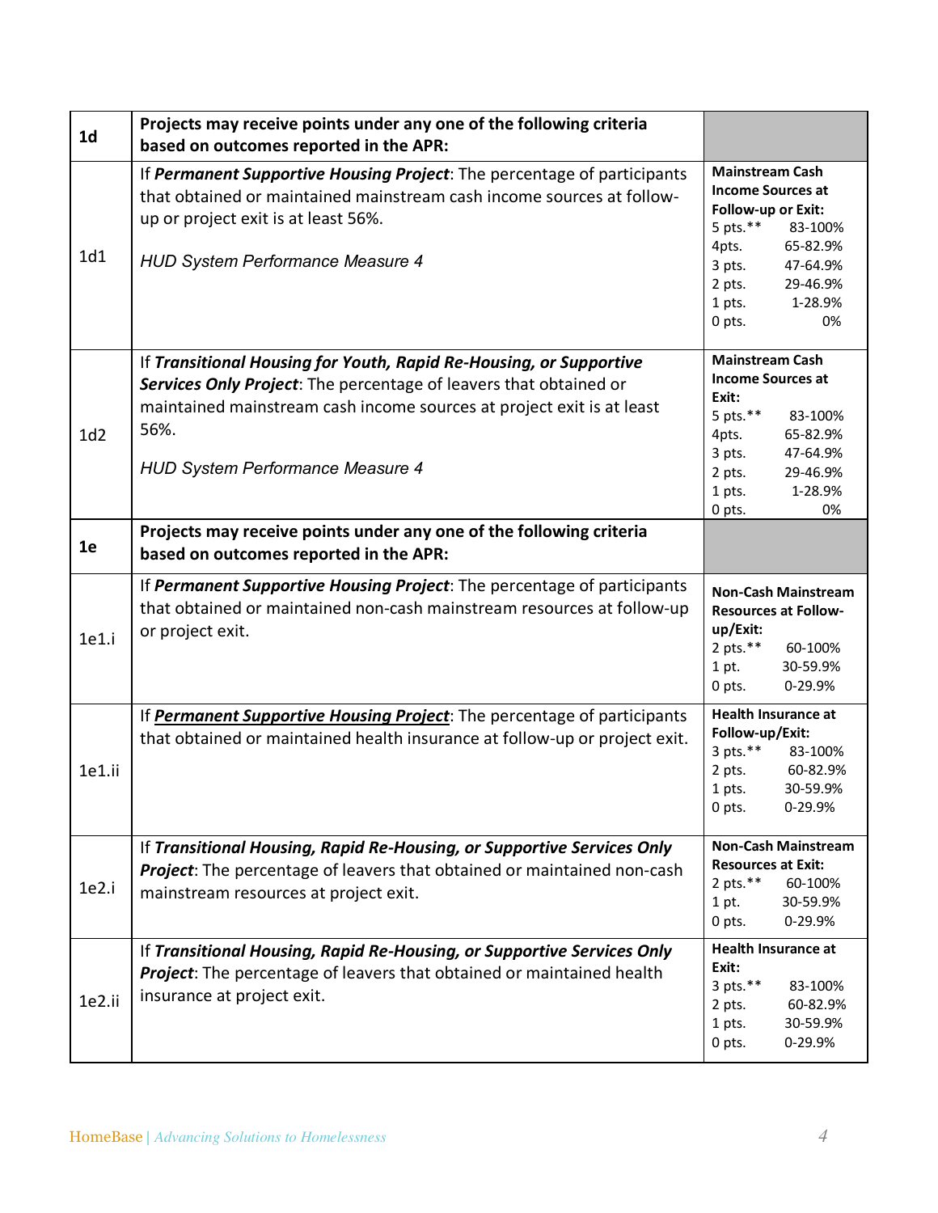| | | |
|---|---|---|
| **1d** | **Projects may receive points under any one of the following criteria based on outcomes reported in the APR:** | |
| 1d1 | If ***Permanent Supportive Housing Project***: The percentage of participants that obtained or maintained mainstream cash income sources at follow-up or project exit is at least 56%.<br><br>*HUD System Performance Measure 4* | **Mainstream Cash Income Sources at Follow-up or Exit:**<br>5 pts.** 83-100%<br>4pts. 65-82.9%<br>3 pts. 47-64.9%<br>2 pts. 29-46.9%<br>1 pts. 1-28.9%<br>0 pts. 0% |
| 1d2 | If ***Transitional Housing for Youth, Rapid Re-Housing, or Supportive Services Only Project***: The percentage of leavers that obtained or maintained mainstream cash income sources at project exit is at least 56%.<br><br>*HUD System Performance Measure 4* | **Mainstream Cash Income Sources at Exit:**<br>5 pts.** 83-100%<br>4pts. 65-82.9%<br>3 pts. 47-64.9%<br>2 pts. 29-46.9%<br>1 pts. 1-28.9%<br>0 pts. 0% |
| **1e** | **Projects may receive points under any one of the following criteria based on outcomes reported in the APR:** | |
| 1e1.i | If ***Permanent Supportive Housing Project***: The percentage of participants that obtained or maintained non-cash mainstream resources at follow-up or project exit. | **Non-Cash Mainstream Resources at Follow-up/Exit:**<br>2 pts.** 60-100%<br>1 pt. 30-59.9%<br>0 pts. 0-29.9% |
| 1e1.ii | If ***<u>Permanent Supportive Housing Project</u>***: The percentage of participants that obtained or maintained health insurance at follow-up or project exit. | **Health Insurance at Follow-up/Exit:**<br>3 pts.** 83-100%<br>2 pts. 60-82.9%<br>1 pts. 30-59.9%<br>0 pts. 0-29.9% |
| 1e2.i | If ***Transitional Housing, Rapid Re-Housing, or Supportive Services Only Project***: The percentage of leavers that obtained or maintained non-cash mainstream resources at project exit. | **Non-Cash Mainstream Resources at Exit:**<br>2 pts.** 60-100%<br>1 pt. 30-59.9%<br>0 pts. 0-29.9% |
| 1e2.ii | If ***Transitional Housing, Rapid Re-Housing, or Supportive Services Only Project***: The percentage of leavers that obtained or maintained health insurance at project exit. | **Health Insurance at Exit:**<br>3 pts.** 83-100%<br>2 pts. 60-82.9%<br>1 pts. 30-59.9%<br>0 pts. 0-29.9% |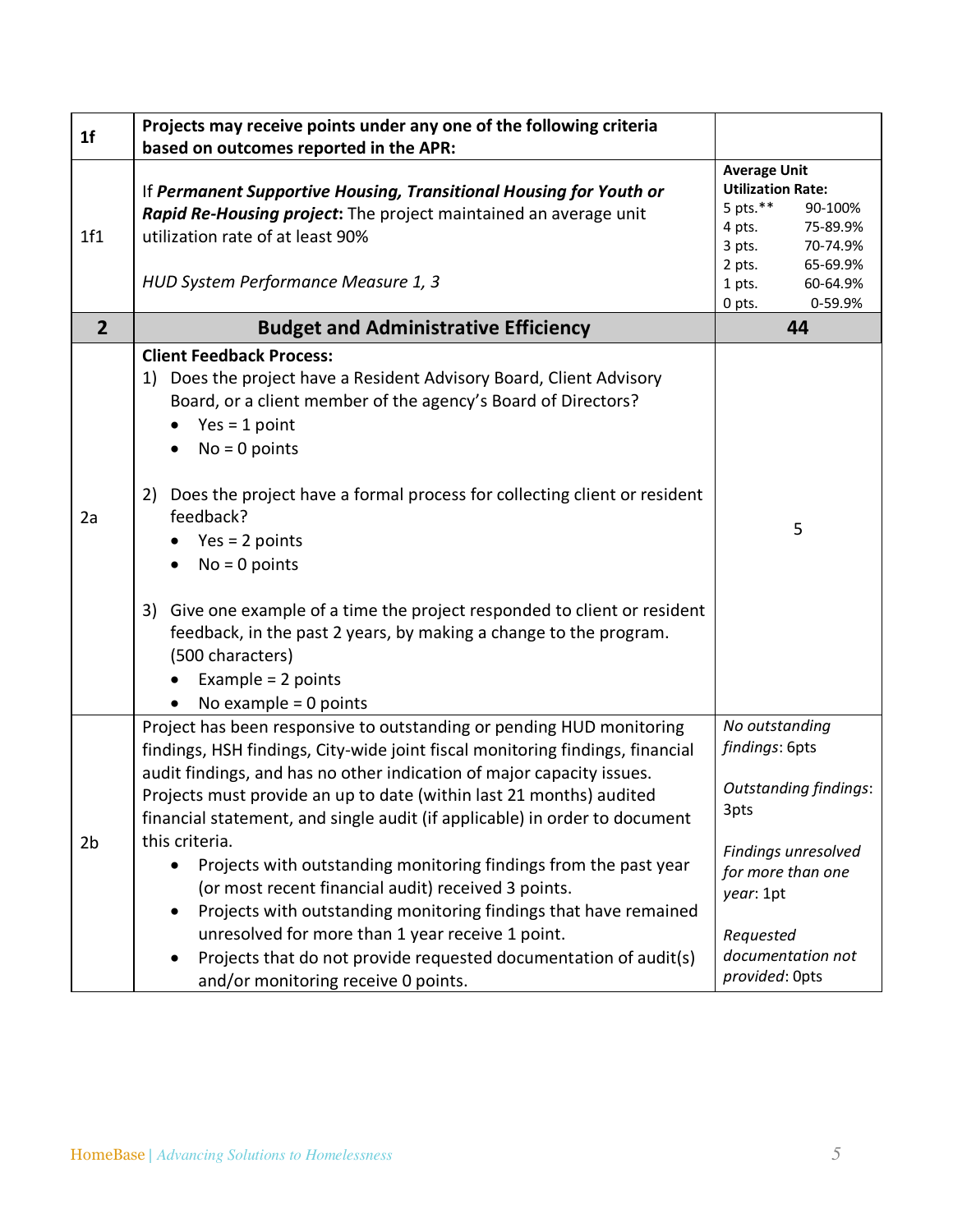| | | |
|---|---|---|
| **1f** | **Projects may receive points under any one of the following criteria based on outcomes reported in the APR:** | |
| 1f1 | If ***Permanent Supportive Housing, Transitional Housing for Youth or Rapid Re-Housing project*:** The project maintained an average unit utilization rate of at least 90%<br><br>*HUD System Performance Measure 1, 3* | **Average Unit Utilization Rate:**<br>5 pts.** 90-100%<br>4 pts. 75-89.9%<br>3 pts. 70-74.9%<br>2 pts. 65-69.9%<br>1 pts. 60-64.9%<br>0 pts. 0-59.9% |
| **2** | **Budget and Administrative Efficiency** | **44** |
| 2a | **Client Feedback Process:**<br>1) Does the project have a Resident Advisory Board, Client Advisory Board, or a client member of the agency's Board of Directors?<br>• Yes = 1 point<br>• No = 0 points<br><br>2) Does the project have a formal process for collecting client or resident feedback?<br>• Yes = 2 points<br>• No = 0 points<br><br>3) Give one example of a time the project responded to client or resident feedback, in the past 2 years, by making a change to the program. (500 characters)<br>• Example = 2 points<br>• No example = 0 points | 5 |
| 2b | Project has been responsive to outstanding or pending HUD monitoring findings, HSH findings, City-wide joint fiscal monitoring findings, financial audit findings, and has no other indication of major capacity issues. Projects must provide an up to date (within last 21 months) audited financial statement, and single audit (if applicable) in order to document this criteria.<br>• Projects with outstanding monitoring findings from the past year (or most recent financial audit) received 3 points.<br>• Projects with outstanding monitoring findings that have remained unresolved for more than 1 year receive 1 point.<br>• Projects that do not provide requested documentation of audit(s) and/or monitoring receive 0 points. | *No outstanding findings*: 6pts<br><br>*Outstanding findings*: 3pts<br><br>*Findings unresolved for more than one year*: 1pt<br><br>*Requested documentation not provided*: 0pts |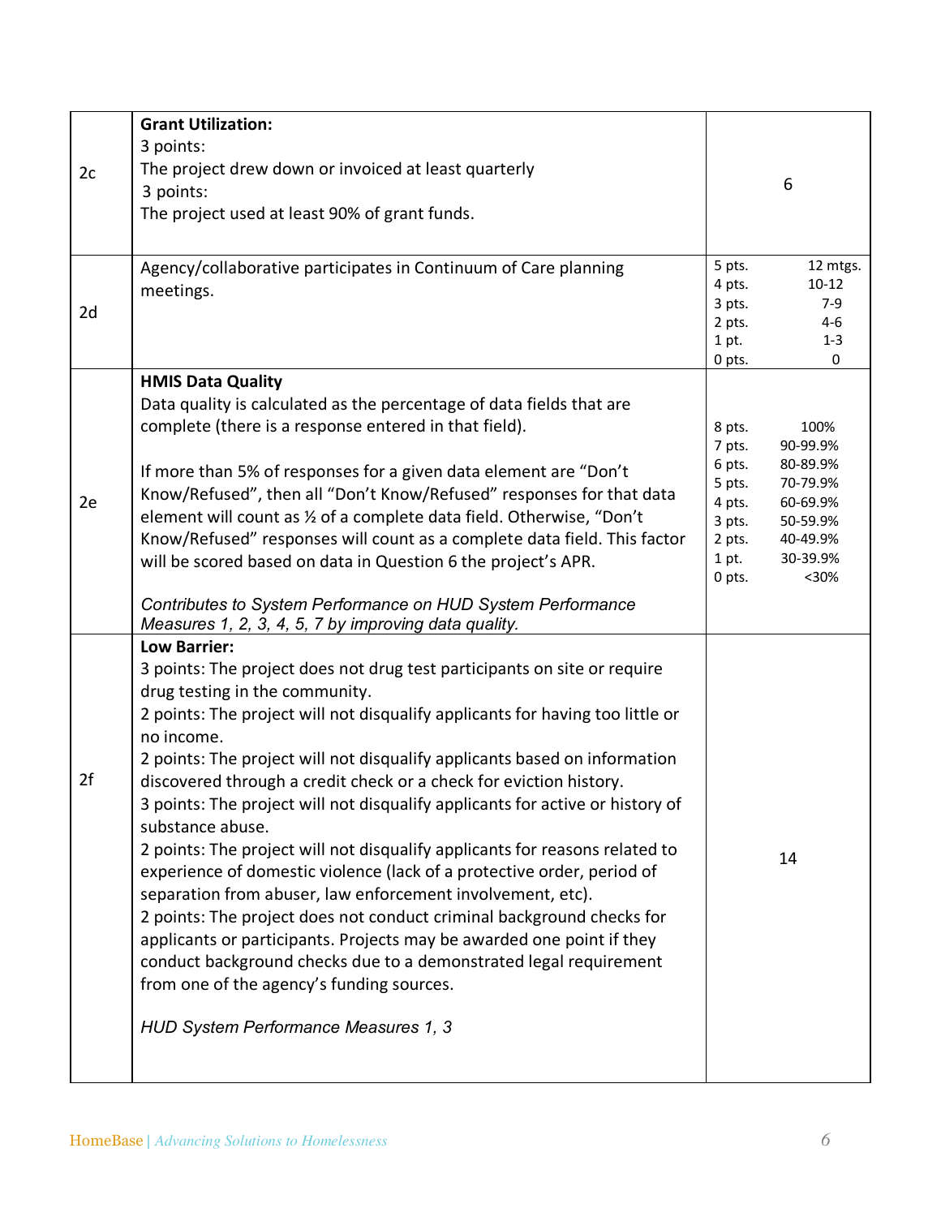| | | |
|---|---|---|
| 2c | **Grant Utilization:**<br>3 points:<br>The project drew down or invoiced at least quarterly<br>3 points:<br>The project used at least 90% of grant funds. | 6 |
| 2d | Agency/collaborative participates in Continuum of Care planning meetings. | 5 pts. 12 mtgs.<br>4 pts. 10-12<br>3 pts. 7-9<br>2 pts. 4-6<br>1 pt. 1-3<br>0 pts. 0 |
| 2e | **HMIS Data Quality**<br>Data quality is calculated as the percentage of data fields that are complete (there is a response entered in that field).<br><br>If more than 5% of responses for a given data element are "Don't Know/Refused", then all "Don't Know/Refused" responses for that data element will count as ½ of a complete data field. Otherwise, "Don't Know/Refused" responses will count as a complete data field. This factor will be scored based on data in Question 6 the project's APR.<br><br>*Contributes to System Performance on HUD System Performance Measures 1, 2, 3, 4, 5, 7 by improving data quality.* | 8 pts. 100%<br>7 pts. 90-99.9%<br>6 pts. 80-89.9%<br>5 pts. 70-79.9%<br>4 pts. 60-69.9%<br>3 pts. 50-59.9%<br>2 pts. 40-49.9%<br>1 pt. 30-39.9%<br>0 pts. <30% |
| 2f | **Low Barrier:**<br>3 points: The project does not drug test participants on site or require drug testing in the community.<br>2 points: The project will not disqualify applicants for having too little or no income.<br>2 points: The project will not disqualify applicants based on information discovered through a credit check or a check for eviction history.<br>3 points: The project will not disqualify applicants for active or history of substance abuse.<br>2 points: The project will not disqualify applicants for reasons related to experience of domestic violence (lack of a protective order, period of separation from abuser, law enforcement involvement, etc).<br>2 points: The project does not conduct criminal background checks for applicants or participants. Projects may be awarded one point if they conduct background checks due to a demonstrated legal requirement from one of the agency's funding sources.<br><br>*HUD System Performance Measures 1, 3* | 14 |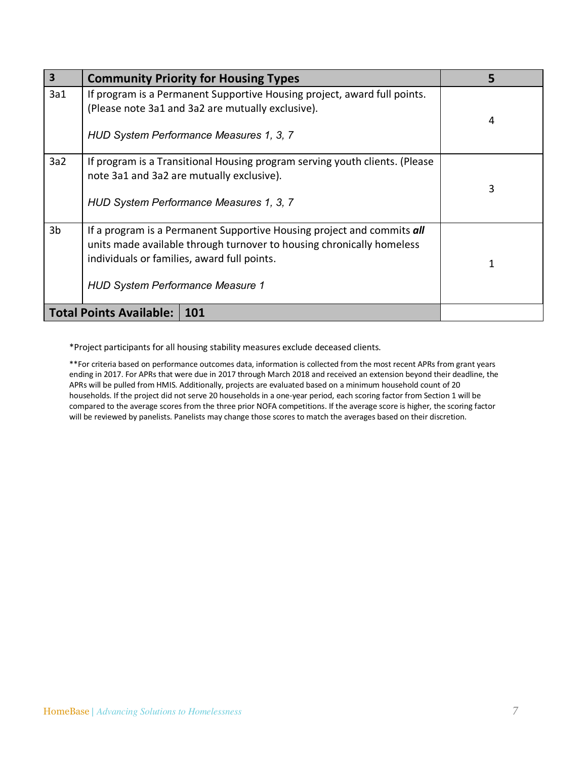| 3 | **Community Priority for Housing Types** | **5** |
|---|---|---|
| 3a1 | If program is a Permanent Supportive Housing project, award full points. (Please note 3a1 and 3a2 are mutually exclusive).<br><br>*HUD System Performance Measures 1, 3, 7* | 4 |
| 3a2 | If program is a Transitional Housing program serving youth clients. (Please note 3a1 and 3a2 are mutually exclusive).<br><br>*HUD System Performance Measures 1, 3, 7* | 3 |
| 3b | If a program is a Permanent Supportive Housing project and commits ***all*** units made available through turnover to housing chronically homeless individuals or families, award full points.<br><br>*HUD System Performance Measure 1* | 1 |
| **Total Points Available:** | **101** | |

*Project participants for all housing stability measures exclude deceased clients.

**For criteria based on performance outcomes data, information is collected from the most recent APRs from grant years ending in 2017. For APRs that were due in 2017 through March 2018 and received an extension beyond their deadline, the APRs will be pulled from HMIS. Additionally, projects are evaluated based on a minimum household count of 20 households. If the project did not serve 20 households in a one-year period, each scoring factor from Section 1 will be compared to the average scores from the three prior NOFA competitions. If the average score is higher, the scoring factor will be reviewed by panelists. Panelists may change those scores to match the averages based on their discretion.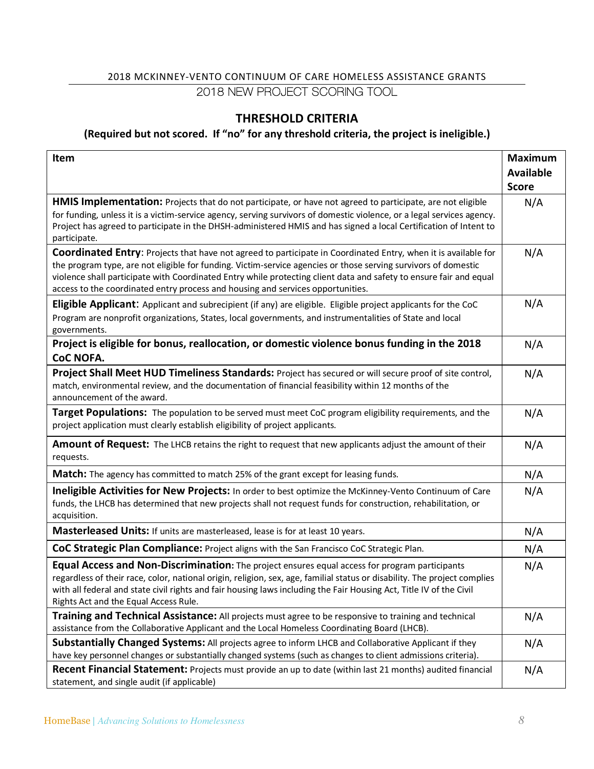2018 MCKINNEY-VENTO CONTINUUM OF CARE HOMELESS ASSISTANCE GRANTS

2018 NEW PROJECT SCORING TOOL

## THRESHOLD CRITERIA

### (Required but not scored. If "no" for any threshold criteria, the project is ineligible.)

| Item | Maximum Available Score |
|---|---|
| **HMIS Implementation:** Projects that do not participate, or have not agreed to participate, are not eligible for funding, unless it is a victim-service agency, serving survivors of domestic violence, or a legal services agency. Project has agreed to participate in the DHSH-administered HMIS and has signed a local Certification of Intent to participate. | N/A |
| **Coordinated Entry**: Projects that have not agreed to participate in Coordinated Entry, when it is available for the program type, are not eligible for funding. Victim-service agencies or those serving survivors of domestic violence shall participate with Coordinated Entry while protecting client data and safety to ensure fair and equal access to the coordinated entry process and housing and services opportunities. | N/A |
| **Eligible Applicant**: Applicant and subrecipient (if any) are eligible. Eligible project applicants for the CoC Program are nonprofit organizations, States, local governments, and instrumentalities of State and local governments. | N/A |
| **Project is eligible for bonus, reallocation, or domestic violence bonus funding in the 2018 CoC NOFA.** | N/A |
| **Project Shall Meet HUD Timeliness Standards:** Project has secured or will secure proof of site control, match, environmental review, and the documentation of financial feasibility within 12 months of the announcement of the award. | N/A |
| **Target Populations:** The population to be served must meet CoC program eligibility requirements, and the project application must clearly establish eligibility of project applicants. | N/A |
| **Amount of Request:** The LHCB retains the right to request that new applicants adjust the amount of their requests. | N/A |
| **Match:** The agency has committed to match 25% of the grant except for leasing funds. | N/A |
| **Ineligible Activities for New Projects:** In order to best optimize the McKinney-Vento Continuum of Care funds, the LHCB has determined that new projects shall not request funds for construction, rehabilitation, or acquisition. | N/A |
| **Masterleased Units:** If units are masterleased, lease is for at least 10 years. | N/A |
| **CoC Strategic Plan Compliance:** Project aligns with the San Francisco CoC Strategic Plan. | N/A |
| **Equal Access and Non-Discrimination**: The project ensures equal access for program participants regardless of their race, color, national origin, religion, sex, age, familial status or disability. The project complies with all federal and state civil rights and fair housing laws including the Fair Housing Act, Title IV of the Civil Rights Act and the Equal Access Rule. | N/A |
| **Training and Technical Assistance:** All projects must agree to be responsive to training and technical assistance from the Collaborative Applicant and the Local Homeless Coordinating Board (LHCB). | N/A |
| **Substantially Changed Systems:** All projects agree to inform LHCB and Collaborative Applicant if they have key personnel changes or substantially changed systems (such as changes to client admissions criteria). | N/A |
| **Recent Financial Statement:** Projects must provide an up to date (within last 21 months) audited financial statement, and single audit (if applicable) | N/A |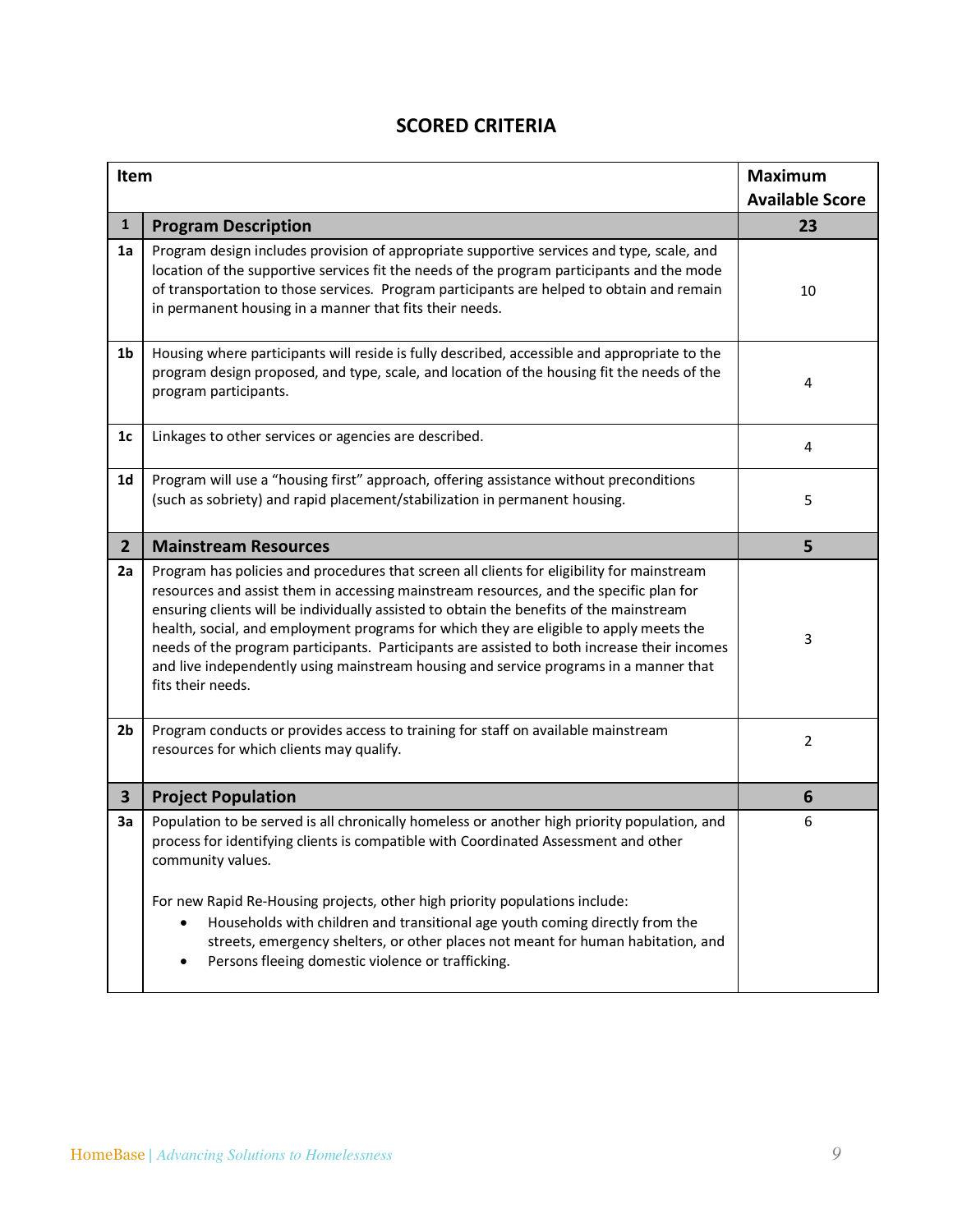## SCORED CRITERIA

| Item | | Maximum Available Score |
|---|---|---|
| **1** | **Program Description** | **23** |
| 1a | Program design includes provision of appropriate supportive services and type, scale, and location of the supportive services fit the needs of the program participants and the mode of transportation to those services. Program participants are helped to obtain and remain in permanent housing in a manner that fits their needs. | 10 |
| 1b | Housing where participants will reside is fully described, accessible and appropriate to the program design proposed, and type, scale, and location of the housing fit the needs of the program participants. | 4 |
| 1c | Linkages to other services or agencies are described. | 4 |
| 1d | Program will use a "housing first" approach, offering assistance without preconditions (such as sobriety) and rapid placement/stabilization in permanent housing. | 5 |
| **2** | **Mainstream Resources** | **5** |
| 2a | Program has policies and procedures that screen all clients for eligibility for mainstream resources and assist them in accessing mainstream resources, and the specific plan for ensuring clients will be individually assisted to obtain the benefits of the mainstream health, social, and employment programs for which they are eligible to apply meets the needs of the program participants. Participants are assisted to both increase their incomes and live independently using mainstream housing and service programs in a manner that fits their needs. | 3 |
| 2b | Program conducts or provides access to training for staff on available mainstream resources for which clients may qualify. | 2 |
| **3** | **Project Population** | **6** |
| 3a | Population to be served is all chronically homeless or another high priority population, and process for identifying clients is compatible with Coordinated Assessment and other community values.<br><br>For new Rapid Re-Housing projects, other high priority populations include:<br>• Households with children and transitional age youth coming directly from the streets, emergency shelters, or other places not meant for human habitation, and<br>• Persons fleeing domestic violence or trafficking. | 6 |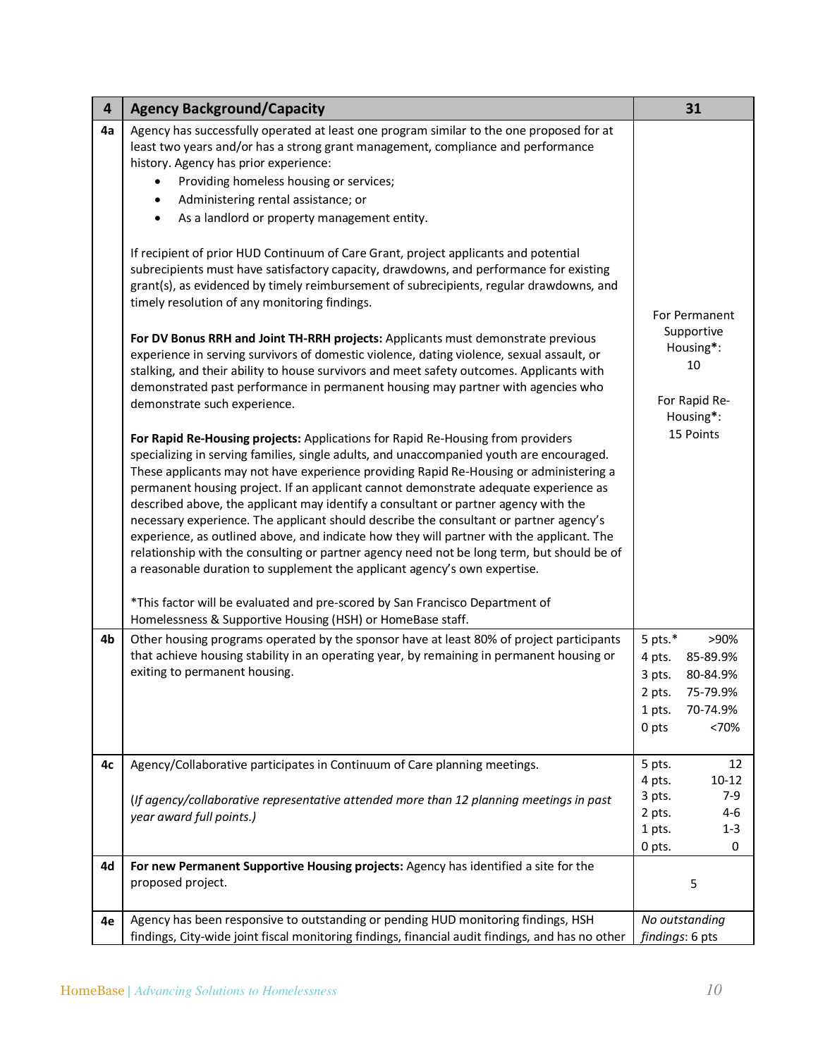| 4 | Agency Background/Capacity | 31 |
|---|---|---|
| 4a | Agency has successfully operated at least one program similar to the one proposed for at least two years and/or has a strong grant management, compliance and performance history. Agency has prior experience:<br>• Providing homeless housing or services;<br>• Administering rental assistance; or<br>• As a landlord or property management entity.<br><br>If recipient of prior HUD Continuum of Care Grant, project applicants and potential subrecipients must have satisfactory capacity, drawdowns, and performance for existing grant(s), as evidenced by timely reimbursement of subrecipients, regular drawdowns, and timely resolution of any monitoring findings.<br><br>**For DV Bonus RRH and Joint TH-RRH projects:** Applicants must demonstrate previous experience in serving survivors of domestic violence, dating violence, sexual assault, or stalking, and their ability to house survivors and meet safety outcomes. Applicants with demonstrated past performance in permanent housing may partner with agencies who demonstrate such experience.<br><br>**For Rapid Re-Housing projects:** Applications for Rapid Re-Housing from providers specializing in serving families, single adults, and unaccompanied youth are encouraged. These applicants may not have experience providing Rapid Re-Housing or administering a permanent housing project. If an applicant cannot demonstrate adequate experience as described above, the applicant may identify a consultant or partner agency with the necessary experience. The applicant should describe the consultant or partner agency's experience, as outlined above, and indicate how they will partner with the applicant. The relationship with the consulting or partner agency need not be long term, but should be of a reasonable duration to supplement the applicant agency's own expertise.<br><br>*This factor will be evaluated and pre-scored by San Francisco Department of Homelessness & Supportive Housing (HSH) or HomeBase staff. | For Permanent Supportive Housing**\***: 10<br><br>For Rapid Re-Housing**\***: 15 Points |
| 4b | Other housing programs operated by the sponsor have at least 80% of project participants that achieve housing stability in an operating year, by remaining in permanent housing or exiting to permanent housing. | 5 pts.* >90%<br>4 pts. 85-89.9%<br>3 pts. 80-84.9%<br>2 pts. 75-79.9%<br>1 pts. 70-74.9%<br>0 pts <70% |
| 4c | Agency/Collaborative participates in Continuum of Care planning meetings.<br><br>*(If agency/collaborative representative attended more than 12 planning meetings in past year award full points.)* | 5 pts. 12<br>4 pts. 10-12<br>3 pts. 7-9<br>2 pts. 4-6<br>1 pts. 1-3<br>0 pts. 0 |
| 4d | **For new Permanent Supportive Housing projects:** Agency has identified a site for the proposed project. | 5 |
| 4e | Agency has been responsive to outstanding or pending HUD monitoring findings, HSH findings, City-wide joint fiscal monitoring findings, financial audit findings, and has no other | *No outstanding findings*: 6 pts |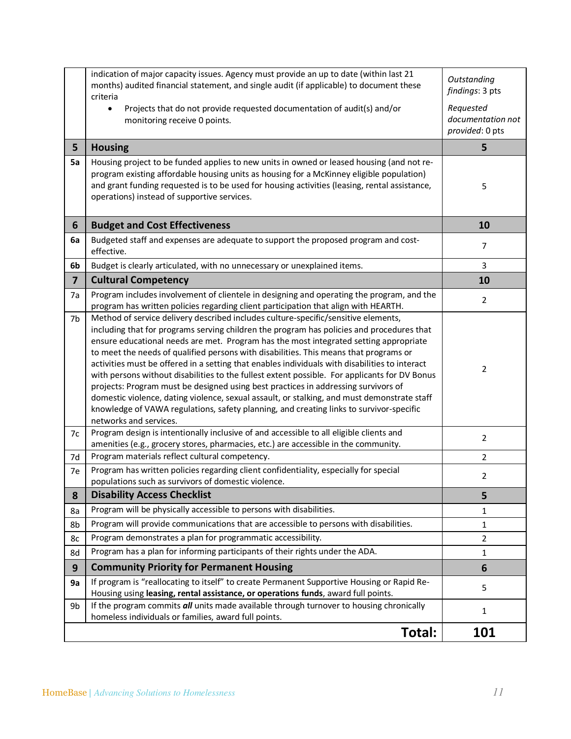| | | |
|---|---|---|
| | indication of major capacity issues. Agency must provide an up to date (within last 21 months) audited financial statement, and single audit (if applicable) to document these criteria<br>• Projects that do not provide requested documentation of audit(s) and/or monitoring receive 0 points. | *Outstanding findings*: 3 pts<br>*Requested documentation not provided*: 0 pts |
| **5** | **Housing** | **5** |
| **5a** | Housing project to be funded applies to new units in owned or leased housing (and not re-program existing affordable housing units as housing for a McKinney eligible population) and grant funding requested is to be used for housing activities (leasing, rental assistance, operations) instead of supportive services. | 5 |
| **6** | **Budget and Cost Effectiveness** | **10** |
| **6a** | Budgeted staff and expenses are adequate to support the proposed program and cost-effective. | 7 |
| **6b** | Budget is clearly articulated, with no unnecessary or unexplained items. | 3 |
| **7** | **Cultural Competency** | **10** |
| 7a | Program includes involvement of clientele in designing and operating the program, and the program has written policies regarding client participation that align with HEARTH. | 2 |
| 7b | Method of service delivery described includes culture-specific/sensitive elements, including that for programs serving children the program has policies and procedures that ensure educational needs are met. Program has the most integrated setting appropriate to meet the needs of qualified persons with disabilities. This means that programs or activities must be offered in a setting that enables individuals with disabilities to interact with persons without disabilities to the fullest extent possible. For applicants for DV Bonus projects: Program must be designed using best practices in addressing survivors of domestic violence, dating violence, sexual assault, or stalking, and must demonstrate staff knowledge of VAWA regulations, safety planning, and creating links to survivor-specific networks and services. | 2 |
| 7c | Program design is intentionally inclusive of and accessible to all eligible clients and amenities (e.g., grocery stores, pharmacies, etc.) are accessible in the community. | 2 |
| 7d | Program materials reflect cultural competency. | 2 |
| 7e | Program has written policies regarding client confidentiality, especially for special populations such as survivors of domestic violence. | 2 |
| **8** | **Disability Access Checklist** | **5** |
| 8a | Program will be physically accessible to persons with disabilities. | 1 |
| 8b | Program will provide communications that are accessible to persons with disabilities. | 1 |
| 8c | Program demonstrates a plan for programmatic accessibility. | 2 |
| 8d | Program has a plan for informing participants of their rights under the ADA. | 1 |
| **9** | **Community Priority for Permanent Housing** | **6** |
| **9a** | If program is "reallocating to itself" to create Permanent Supportive Housing or Rapid Re-Housing using **leasing, rental assistance, or operations funds**, award full points. | 5 |
| 9b | If the program commits ***all*** units made available through turnover to housing chronically homeless individuals or families, award full points. | 1 |
| | **Total:** | **101** |